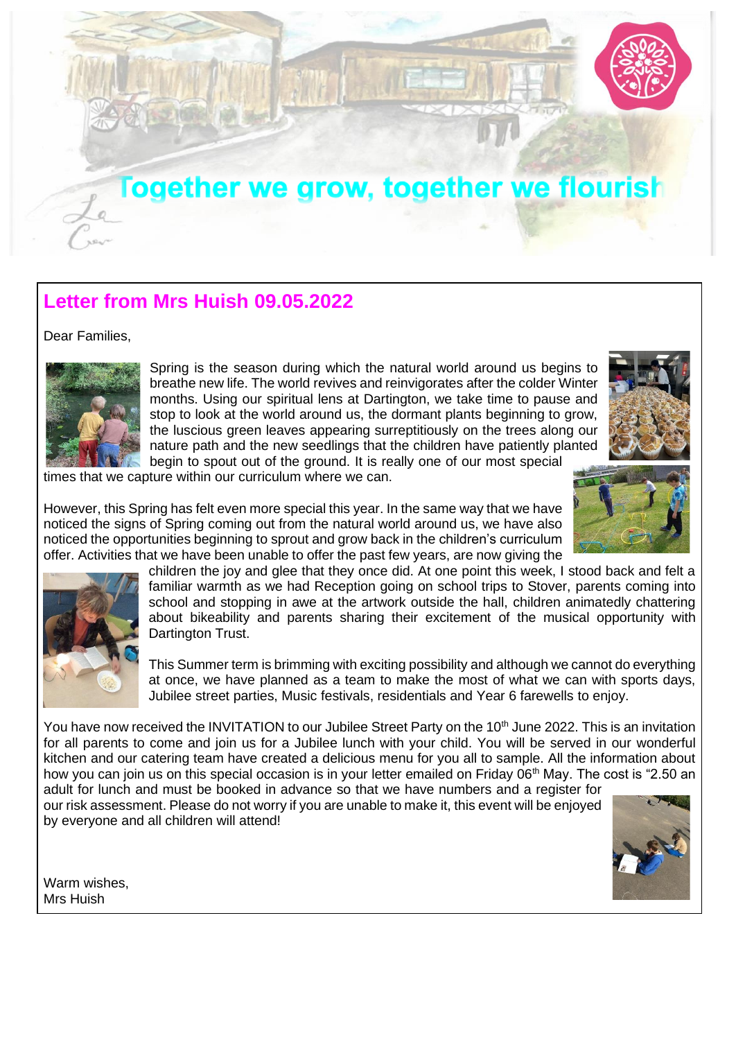# Together we grow, together we flourish

## Letter from Mrs Huish 09.05.2022

Dear Families,

Spring is the season during which the natural world around us begins to breathe new life. The world revives and reinvigorates after the colder Winter months. Using our spiritual lens at Dartington, we take time to pause and stop to look at the world around us, the dormant plants beginning to grow, the luscious green leaves appearing surreptitiously on the trees along our nature path and the new seedlings that the children have patiently planted begin to spout out of the ground. It is really one of our most special times that we capture within our curriculum where we can.

However, this Spring has felt even more special this year. In the same way that we have noticed the signs of Spring coming out from the natural world around us, we have also noticed the opportunities beginning to sprout and grow back in the children's curriculum offer. Activities that we have been unable to offer the past few years, are now giving the children the joy and glee that they once did. At one point this week, I stood back and felt a familiar warmth as we had Reception going on school trips to Stover, parents coming into school and stopping in awe at the artwork outside the hall, children animatedly chattering about bikeability and parents sharing their excitement of the musical opportunity with Dartington Trust.

This Summer term is brimming with exciting possibility and although we cannot do everything at once, we have planned as a team to make the most of what we can with sports days, Jubilee street parties, Music festivals, residentials and Year 6 farewells to enjoy.

You have now received the INVITATION to our Jubilee Street Party on the 10th June 2022. This is an invitation for all parents to come and join us for a Jubilee lunch with your child. You will be served in our wonderful kitchen and our catering team have created a delicious menu for you all to sample. All the information about how you can join us on this special occasion is in your letter emailed on Friday 06th May. The cost is "2.50 an adult for lunch and must be booked in advance so that we have numbers and a register for our risk assessment. Please do not worry if you are unable to make it, this event will be enjoyed by everyone and all children will attend!

Warm wishes,
Mrs Huish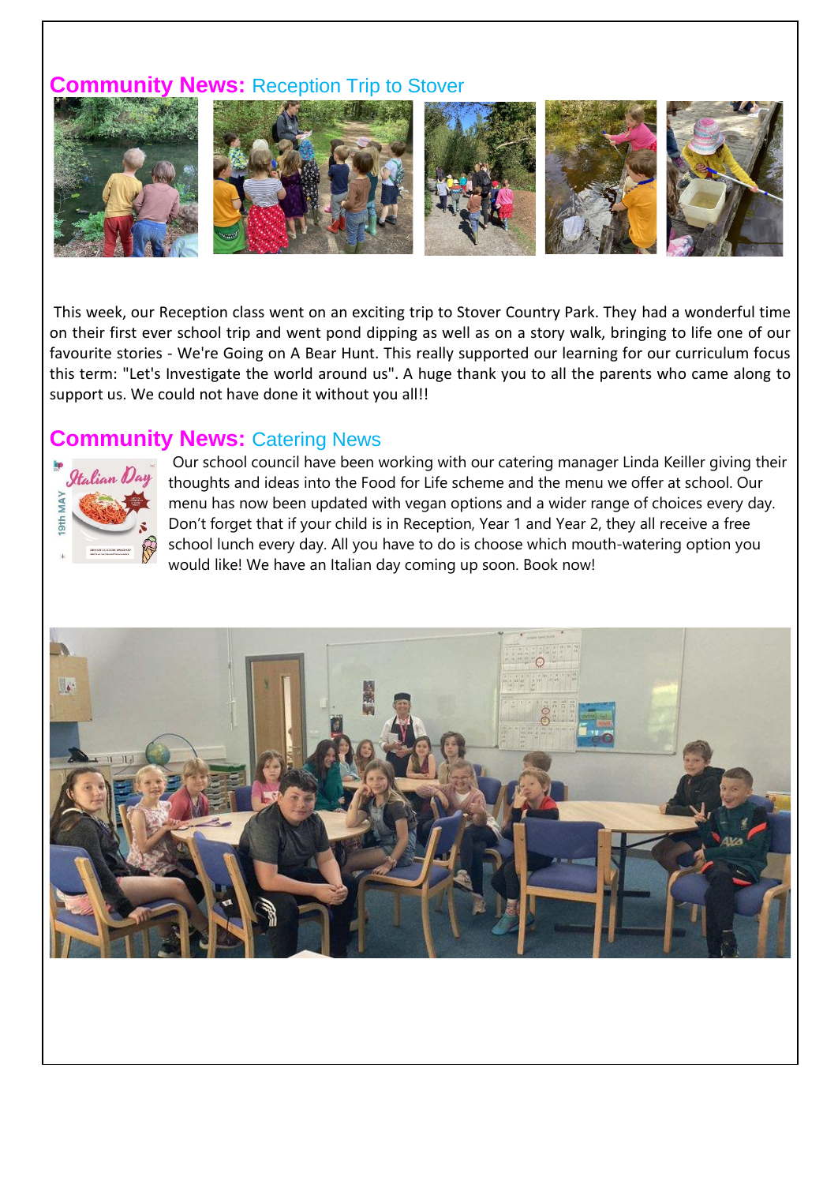## **Community News:** Reception Trip to Stover

This week, our Reception class went on an exciting trip to Stover Country Park. They had a wonderful time on their first ever school trip and went pond dipping as well as on a story walk, bringing to life one of our favourite stories - We're Going on A Bear Hunt. This really supported our learning for our curriculum focus this term: "Let's Investigate the world around us". A huge thank you to all the parents who came along to support us. We could not have done it without you all!!

## **Community News:** Catering News

Our school council have been working with our catering manager Linda Keiller giving their thoughts and ideas into the Food for Life scheme and the menu we offer at school. Our menu has now been updated with vegan options and a wider range of choices every day. Don't forget that if your child is in Reception, Year 1 and Year 2, they all receive a free school lunch every day. All you have to do is choose which mouth-watering option you would like! We have an Italian day coming up soon. Book now!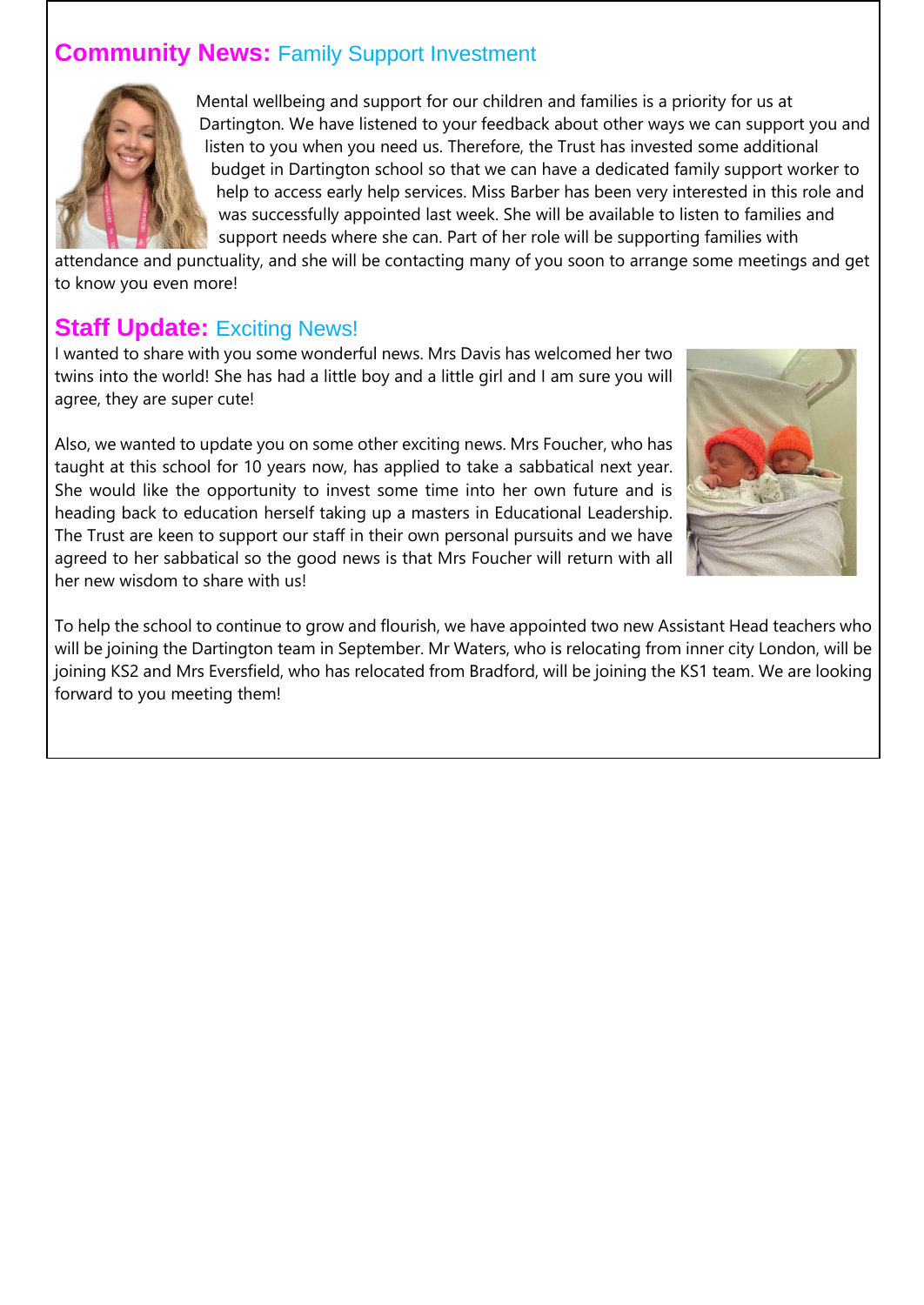## **Community News:** Family Support Investment

Mental wellbeing and support for our children and families is a priority for us at Dartington. We have listened to your feedback about other ways we can support you and listen to you when you need us. Therefore, the Trust has invested some additional budget in Dartington school so that we can have a dedicated family support worker to help to access early help services. Miss Barber has been very interested in this role and was successfully appointed last week. She will be available to listen to families and support needs where she can. Part of her role will be supporting families with attendance and punctuality, and she will be contacting many of you soon to arrange some meetings and get to know you even more!

## **Staff Update:** Exciting News!

I wanted to share with you some wonderful news. Mrs Davis has welcomed her two twins into the world! She has had a little boy and a little girl and I am sure you will agree, they are super cute!

Also, we wanted to update you on some other exciting news. Mrs Foucher, who has taught at this school for 10 years now, has applied to take a sabbatical next year. She would like the opportunity to invest some time into her own future and is heading back to education herself taking up a masters in Educational Leadership. The Trust are keen to support our staff in their own personal pursuits and we have agreed to her sabbatical so the good news is that Mrs Foucher will return with all her new wisdom to share with us!

To help the school to continue to grow and flourish, we have appointed two new Assistant Head teachers who will be joining the Dartington team in September. Mr Waters, who is relocating from inner city London, will be joining KS2 and Mrs Eversfield, who has relocated from Bradford, will be joining the KS1 team. We are looking forward to you meeting them!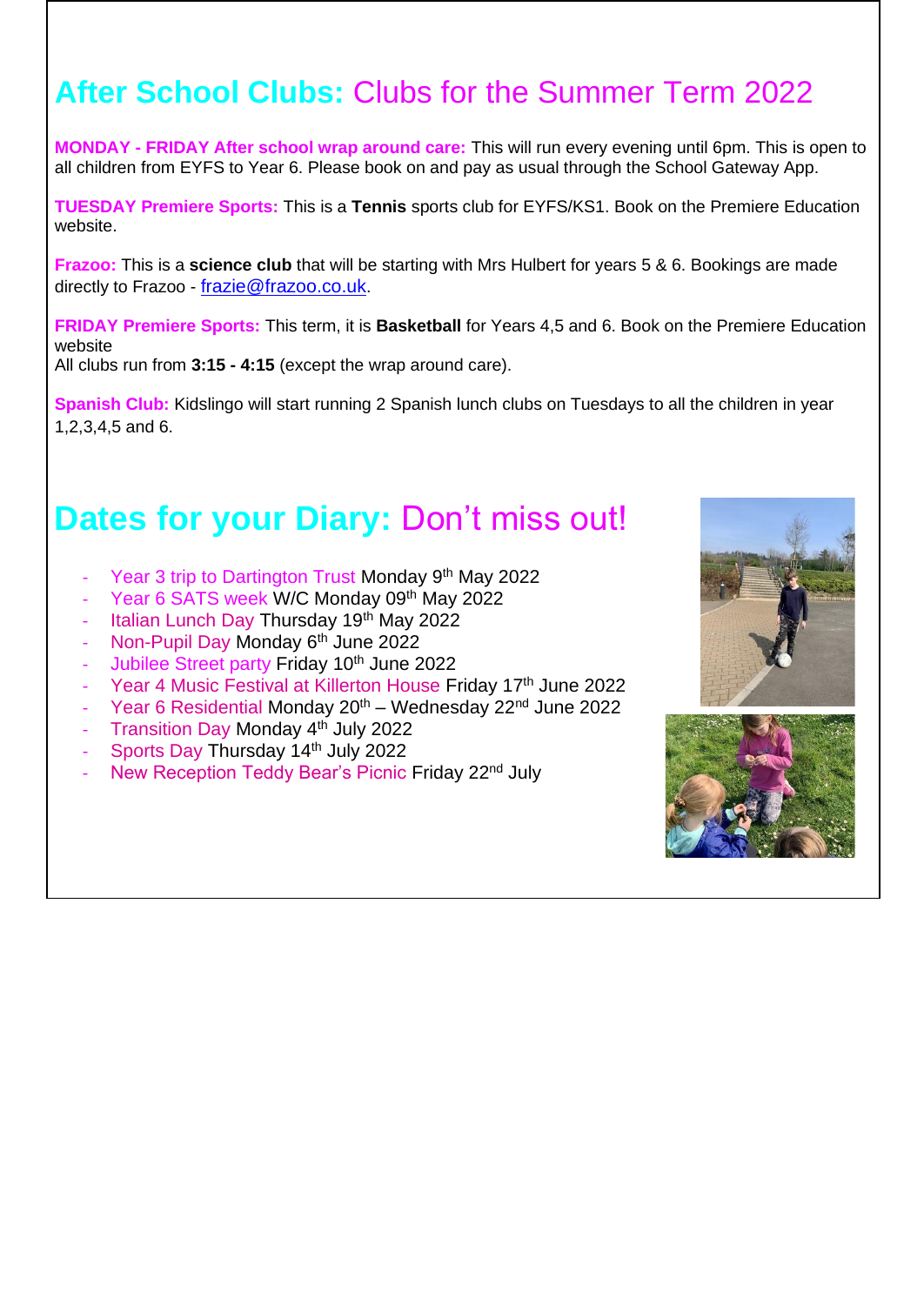## After School Clubs: Clubs for the Summer Term 2022

**MONDAY - FRIDAY After school wrap around care:** This will run every evening until 6pm. This is open to all children from EYFS to Year 6. Please book on and pay as usual through the School Gateway App.

**TUESDAY Premiere Sports:** This is a **Tennis** sports club for EYFS/KS1. Book on the Premiere Education website.

**Frazoo:** This is a **science club** that will be starting with Mrs Hulbert for years 5 & 6. Bookings are made directly to Frazoo - frazie@frazoo.co.uk.

**FRIDAY Premiere Sports:** This term, it is **Basketball** for Years 4,5 and 6. Book on the Premiere Education website
All clubs run from **3:15 - 4:15** (except the wrap around care).

**Spanish Club:** Kidslingo will start running 2 Spanish lunch clubs on Tuesdays to all the children in year 1,2,3,4,5 and 6.

## Dates for your Diary: Don't miss out!

- Year 3 trip to Dartington Trust Monday 9th May 2022
- Year 6 SATS week W/C Monday 09th May 2022
- Italian Lunch Day Thursday 19th May 2022
- Non-Pupil Day Monday 6th June 2022
- Jubilee Street party Friday 10th June 2022
- Year 4 Music Festival at Killerton House Friday 17th June 2022
- Year 6 Residential Monday 20th – Wednesday 22nd June 2022
- Transition Day Monday 4th July 2022
- Sports Day Thursday 14th July 2022
- New Reception Teddy Bear's Picnic Friday 22nd July